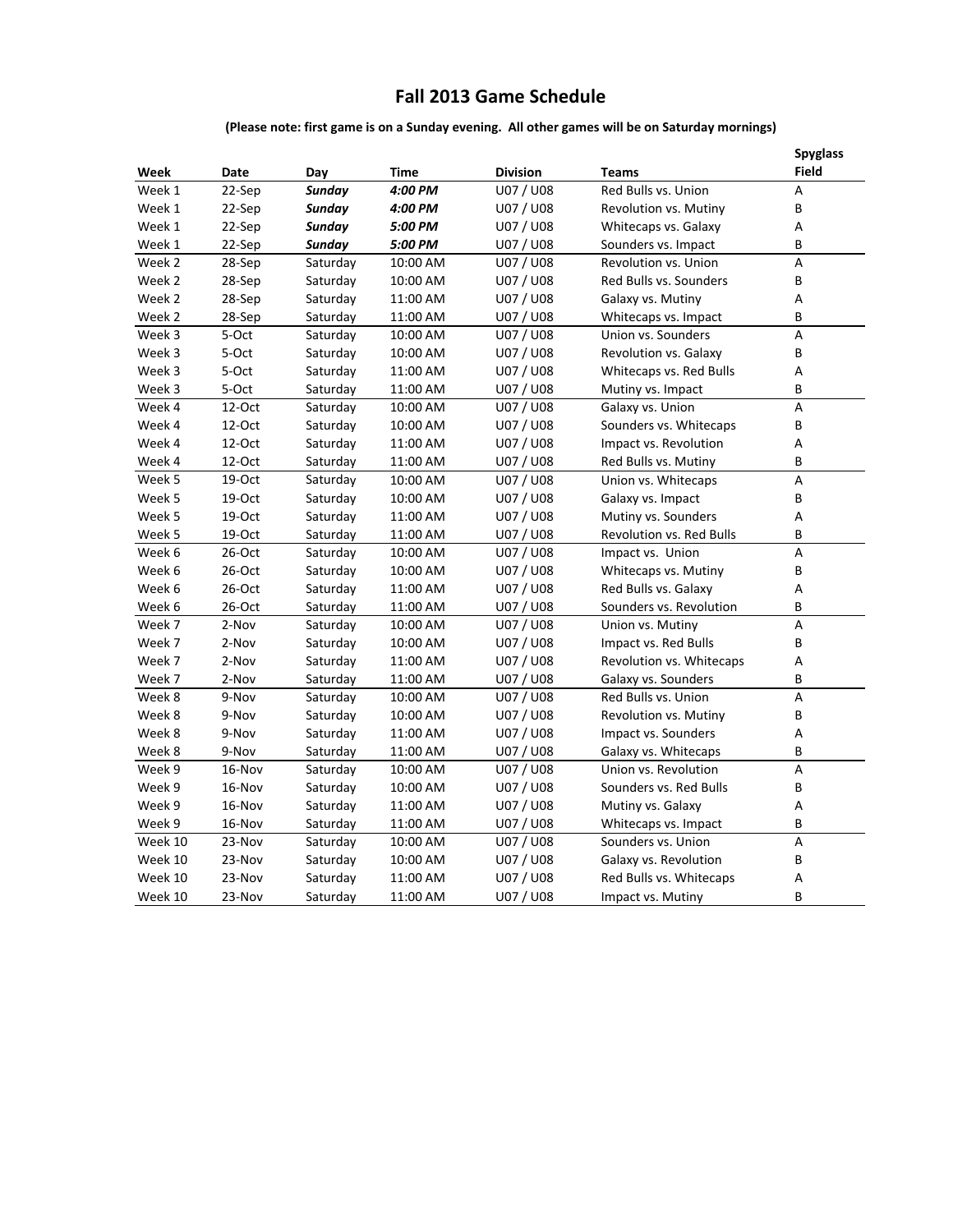# Fall 2013 Game Schedule

**(Please note: first game is on a Sunday evening. All other games will be on Saturday mornings)**

| Week | Date | Day | Time | Division | Teams | Spyglass Field |
|---|---|---|---|---|---|---|
| Week 1 | 22-Sep | ***Sunday*** | ***4:00 PM*** | U07 / U08 | Red Bulls vs. Union | A |
| Week 1 | 22-Sep | ***Sunday*** | ***4:00 PM*** | U07 / U08 | Revolution vs. Mutiny | B |
| Week 1 | 22-Sep | ***Sunday*** | ***5:00 PM*** | U07 / U08 | Whitecaps vs. Galaxy | A |
| Week 1 | 22-Sep | ***Sunday*** | ***5:00 PM*** | U07 / U08 | Sounders vs. Impact | B |
| Week 2 | 28-Sep | Saturday | 10:00 AM | U07 / U08 | Revolution vs. Union | A |
| Week 2 | 28-Sep | Saturday | 10:00 AM | U07 / U08 | Red Bulls vs. Sounders | B |
| Week 2 | 28-Sep | Saturday | 11:00 AM | U07 / U08 | Galaxy vs. Mutiny | A |
| Week 2 | 28-Sep | Saturday | 11:00 AM | U07 / U08 | Whitecaps vs. Impact | B |
| Week 3 | 5-Oct | Saturday | 10:00 AM | U07 / U08 | Union vs. Sounders | A |
| Week 3 | 5-Oct | Saturday | 10:00 AM | U07 / U08 | Revolution vs. Galaxy | B |
| Week 3 | 5-Oct | Saturday | 11:00 AM | U07 / U08 | Whitecaps vs. Red Bulls | A |
| Week 3 | 5-Oct | Saturday | 11:00 AM | U07 / U08 | Mutiny vs. Impact | B |
| Week 4 | 12-Oct | Saturday | 10:00 AM | U07 / U08 | Galaxy vs. Union | A |
| Week 4 | 12-Oct | Saturday | 10:00 AM | U07 / U08 | Sounders vs. Whitecaps | B |
| Week 4 | 12-Oct | Saturday | 11:00 AM | U07 / U08 | Impact vs. Revolution | A |
| Week 4 | 12-Oct | Saturday | 11:00 AM | U07 / U08 | Red Bulls vs. Mutiny | B |
| Week 5 | 19-Oct | Saturday | 10:00 AM | U07 / U08 | Union vs. Whitecaps | A |
| Week 5 | 19-Oct | Saturday | 10:00 AM | U07 / U08 | Galaxy vs. Impact | B |
| Week 5 | 19-Oct | Saturday | 11:00 AM | U07 / U08 | Mutiny vs. Sounders | A |
| Week 5 | 19-Oct | Saturday | 11:00 AM | U07 / U08 | Revolution vs. Red Bulls | B |
| Week 6 | 26-Oct | Saturday | 10:00 AM | U07 / U08 | Impact vs. Union | A |
| Week 6 | 26-Oct | Saturday | 10:00 AM | U07 / U08 | Whitecaps vs. Mutiny | B |
| Week 6 | 26-Oct | Saturday | 11:00 AM | U07 / U08 | Red Bulls vs. Galaxy | A |
| Week 6 | 26-Oct | Saturday | 11:00 AM | U07 / U08 | Sounders vs. Revolution | B |
| Week 7 | 2-Nov | Saturday | 10:00 AM | U07 / U08 | Union vs. Mutiny | A |
| Week 7 | 2-Nov | Saturday | 10:00 AM | U07 / U08 | Impact vs. Red Bulls | B |
| Week 7 | 2-Nov | Saturday | 11:00 AM | U07 / U08 | Revolution vs. Whitecaps | A |
| Week 7 | 2-Nov | Saturday | 11:00 AM | U07 / U08 | Galaxy vs. Sounders | B |
| Week 8 | 9-Nov | Saturday | 10:00 AM | U07 / U08 | Red Bulls vs. Union | A |
| Week 8 | 9-Nov | Saturday | 10:00 AM | U07 / U08 | Revolution vs. Mutiny | B |
| Week 8 | 9-Nov | Saturday | 11:00 AM | U07 / U08 | Impact vs. Sounders | A |
| Week 8 | 9-Nov | Saturday | 11:00 AM | U07 / U08 | Galaxy vs. Whitecaps | B |
| Week 9 | 16-Nov | Saturday | 10:00 AM | U07 / U08 | Union vs. Revolution | A |
| Week 9 | 16-Nov | Saturday | 10:00 AM | U07 / U08 | Sounders vs. Red Bulls | B |
| Week 9 | 16-Nov | Saturday | 11:00 AM | U07 / U08 | Mutiny vs. Galaxy | A |
| Week 9 | 16-Nov | Saturday | 11:00 AM | U07 / U08 | Whitecaps vs. Impact | B |
| Week 10 | 23-Nov | Saturday | 10:00 AM | U07 / U08 | Sounders vs. Union | A |
| Week 10 | 23-Nov | Saturday | 10:00 AM | U07 / U08 | Galaxy vs. Revolution | B |
| Week 10 | 23-Nov | Saturday | 11:00 AM | U07 / U08 | Red Bulls vs. Whitecaps | A |
| Week 10 | 23-Nov | Saturday | 11:00 AM | U07 / U08 | Impact vs. Mutiny | B |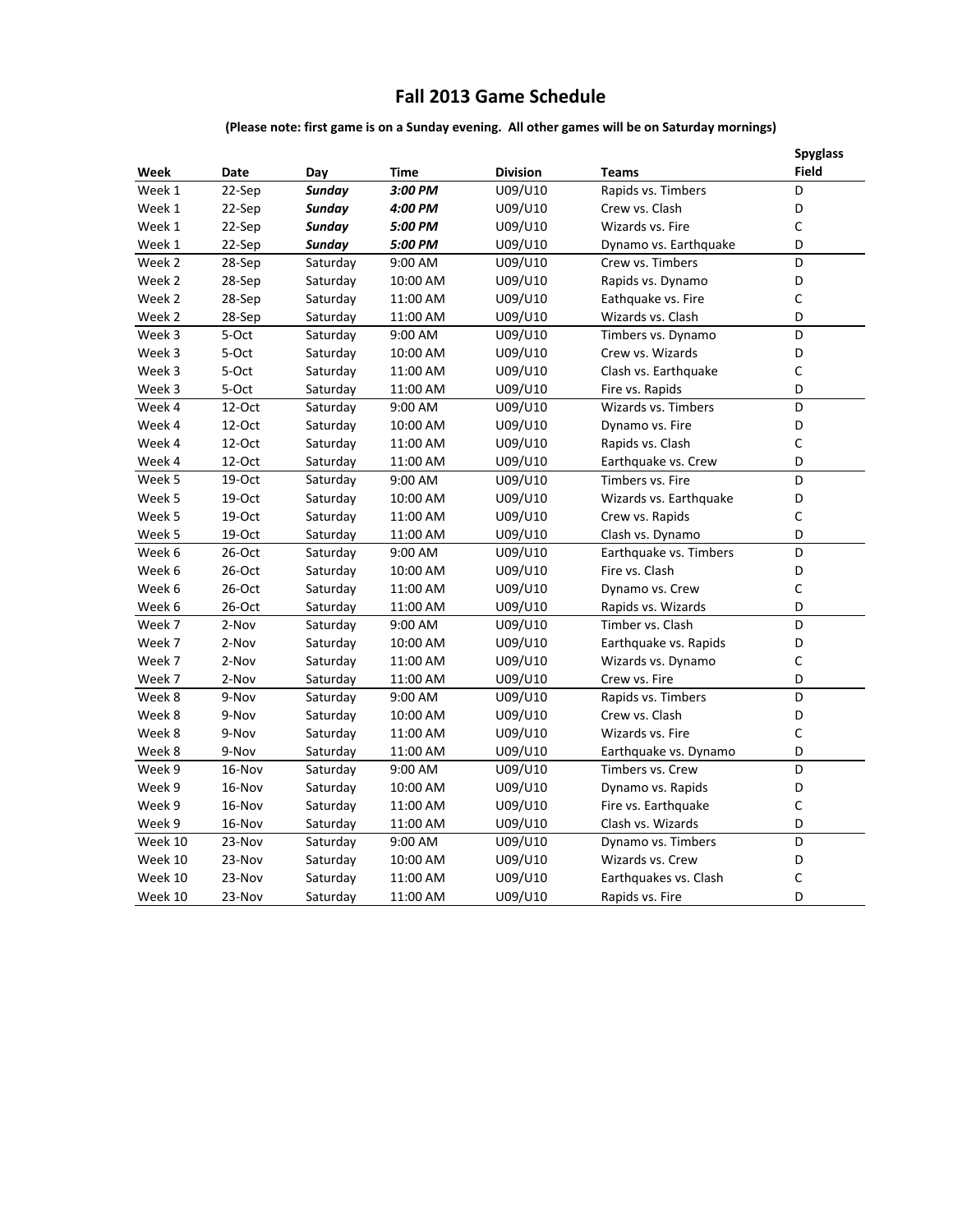# Fall 2013 Game Schedule

**(Please note: first game is on a Sunday evening. All other games will be on Saturday mornings)**

| Week | Date | Day | Time | Division | Teams | Spyglass Field |
|---|---|---|---|---|---|---|
| Week 1 | 22-Sep | ***Sunday*** | ***3:00 PM*** | U09/U10 | Rapids vs. Timbers | D |
| Week 1 | 22-Sep | ***Sunday*** | ***4:00 PM*** | U09/U10 | Crew vs. Clash | D |
| Week 1 | 22-Sep | ***Sunday*** | ***5:00 PM*** | U09/U10 | Wizards vs. Fire | C |
| Week 1 | 22-Sep | ***Sunday*** | ***5:00 PM*** | U09/U10 | Dynamo vs. Earthquake | D |
| Week 2 | 28-Sep | Saturday | 9:00 AM | U09/U10 | Crew vs. Timbers | D |
| Week 2 | 28-Sep | Saturday | 10:00 AM | U09/U10 | Rapids vs. Dynamo | D |
| Week 2 | 28-Sep | Saturday | 11:00 AM | U09/U10 | Eathquake vs. Fire | C |
| Week 2 | 28-Sep | Saturday | 11:00 AM | U09/U10 | Wizards vs. Clash | D |
| Week 3 | 5-Oct | Saturday | 9:00 AM | U09/U10 | Timbers vs. Dynamo | D |
| Week 3 | 5-Oct | Saturday | 10:00 AM | U09/U10 | Crew vs. Wizards | D |
| Week 3 | 5-Oct | Saturday | 11:00 AM | U09/U10 | Clash vs. Earthquake | C |
| Week 3 | 5-Oct | Saturday | 11:00 AM | U09/U10 | Fire vs. Rapids | D |
| Week 4 | 12-Oct | Saturday | 9:00 AM | U09/U10 | Wizards vs. Timbers | D |
| Week 4 | 12-Oct | Saturday | 10:00 AM | U09/U10 | Dynamo vs. Fire | D |
| Week 4 | 12-Oct | Saturday | 11:00 AM | U09/U10 | Rapids vs. Clash | C |
| Week 4 | 12-Oct | Saturday | 11:00 AM | U09/U10 | Earthquake vs. Crew | D |
| Week 5 | 19-Oct | Saturday | 9:00 AM | U09/U10 | Timbers vs. Fire | D |
| Week 5 | 19-Oct | Saturday | 10:00 AM | U09/U10 | Wizards vs. Earthquake | D |
| Week 5 | 19-Oct | Saturday | 11:00 AM | U09/U10 | Crew vs. Rapids | C |
| Week 5 | 19-Oct | Saturday | 11:00 AM | U09/U10 | Clash vs. Dynamo | D |
| Week 6 | 26-Oct | Saturday | 9:00 AM | U09/U10 | Earthquake vs. Timbers | D |
| Week 6 | 26-Oct | Saturday | 10:00 AM | U09/U10 | Fire vs. Clash | D |
| Week 6 | 26-Oct | Saturday | 11:00 AM | U09/U10 | Dynamo vs. Crew | C |
| Week 6 | 26-Oct | Saturday | 11:00 AM | U09/U10 | Rapids vs. Wizards | D |
| Week 7 | 2-Nov | Saturday | 9:00 AM | U09/U10 | Timber vs. Clash | D |
| Week 7 | 2-Nov | Saturday | 10:00 AM | U09/U10 | Earthquake vs. Rapids | D |
| Week 7 | 2-Nov | Saturday | 11:00 AM | U09/U10 | Wizards vs. Dynamo | C |
| Week 7 | 2-Nov | Saturday | 11:00 AM | U09/U10 | Crew vs. Fire | D |
| Week 8 | 9-Nov | Saturday | 9:00 AM | U09/U10 | Rapids vs. Timbers | D |
| Week 8 | 9-Nov | Saturday | 10:00 AM | U09/U10 | Crew vs. Clash | D |
| Week 8 | 9-Nov | Saturday | 11:00 AM | U09/U10 | Wizards vs. Fire | C |
| Week 8 | 9-Nov | Saturday | 11:00 AM | U09/U10 | Earthquake vs. Dynamo | D |
| Week 9 | 16-Nov | Saturday | 9:00 AM | U09/U10 | Timbers vs. Crew | D |
| Week 9 | 16-Nov | Saturday | 10:00 AM | U09/U10 | Dynamo vs. Rapids | D |
| Week 9 | 16-Nov | Saturday | 11:00 AM | U09/U10 | Fire vs. Earthquake | C |
| Week 9 | 16-Nov | Saturday | 11:00 AM | U09/U10 | Clash vs. Wizards | D |
| Week 10 | 23-Nov | Saturday | 9:00 AM | U09/U10 | Dynamo vs. Timbers | D |
| Week 10 | 23-Nov | Saturday | 10:00 AM | U09/U10 | Wizards vs. Crew | D |
| Week 10 | 23-Nov | Saturday | 11:00 AM | U09/U10 | Earthquakes vs. Clash | C |
| Week 10 | 23-Nov | Saturday | 11:00 AM | U09/U10 | Rapids vs. Fire | D |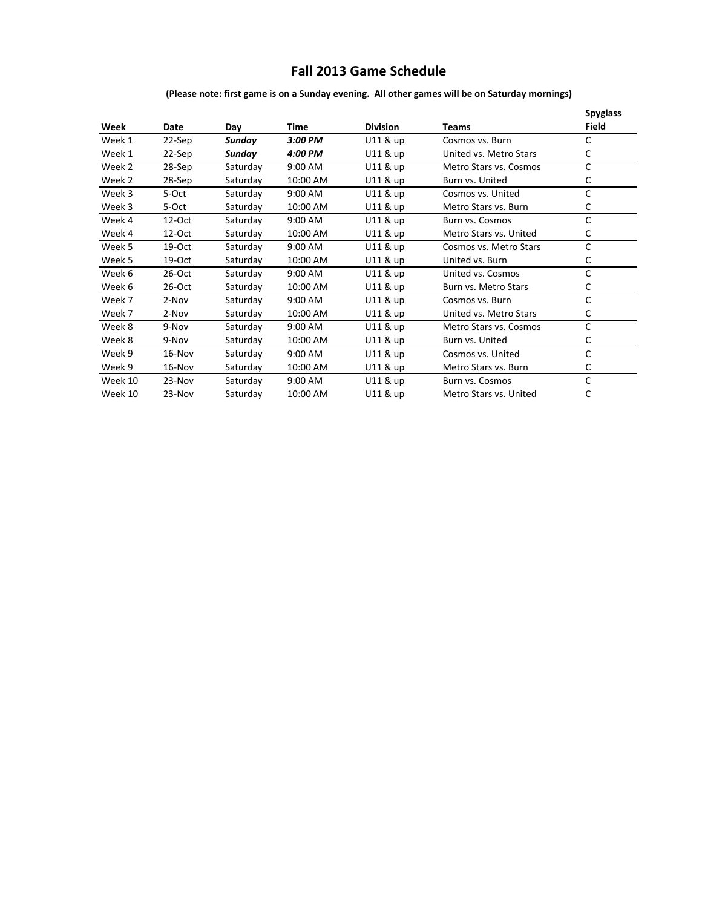# Fall 2013 Game Schedule

**(Please note: first game is on a Sunday evening.  All other games will be on Saturday mornings)**

| Week | Date | Day | Time | Division | Teams | Spyglass Field |
|---|---|---|---|---|---|---|
| Week 1 | 22-Sep | ***Sunday*** | ***3:00 PM*** | U11 & up | Cosmos vs. Burn | C |
| Week 1 | 22-Sep | ***Sunday*** | ***4:00 PM*** | U11 & up | United vs. Metro Stars | C |
| Week 2 | 28-Sep | Saturday | 9:00 AM | U11 & up | Metro Stars vs. Cosmos | C |
| Week 2 | 28-Sep | Saturday | 10:00 AM | U11 & up | Burn vs. United | C |
| Week 3 | 5-Oct | Saturday | 9:00 AM | U11 & up | Cosmos vs. United | C |
| Week 3 | 5-Oct | Saturday | 10:00 AM | U11 & up | Metro Stars vs. Burn | C |
| Week 4 | 12-Oct | Saturday | 9:00 AM | U11 & up | Burn vs. Cosmos | C |
| Week 4 | 12-Oct | Saturday | 10:00 AM | U11 & up | Metro Stars vs. United | C |
| Week 5 | 19-Oct | Saturday | 9:00 AM | U11 & up | Cosmos vs. Metro Stars | C |
| Week 5 | 19-Oct | Saturday | 10:00 AM | U11 & up | United vs. Burn | C |
| Week 6 | 26-Oct | Saturday | 9:00 AM | U11 & up | United vs. Cosmos | C |
| Week 6 | 26-Oct | Saturday | 10:00 AM | U11 & up | Burn vs. Metro Stars | C |
| Week 7 | 2-Nov | Saturday | 9:00 AM | U11 & up | Cosmos vs. Burn | C |
| Week 7 | 2-Nov | Saturday | 10:00 AM | U11 & up | United vs. Metro Stars | C |
| Week 8 | 9-Nov | Saturday | 9:00 AM | U11 & up | Metro Stars vs. Cosmos | C |
| Week 8 | 9-Nov | Saturday | 10:00 AM | U11 & up | Burn vs. United | C |
| Week 9 | 16-Nov | Saturday | 9:00 AM | U11 & up | Cosmos vs. United | C |
| Week 9 | 16-Nov | Saturday | 10:00 AM | U11 & up | Metro Stars vs. Burn | C |
| Week 10 | 23-Nov | Saturday | 9:00 AM | U11 & up | Burn vs. Cosmos | C |
| Week 10 | 23-Nov | Saturday | 10:00 AM | U11 & up | Metro Stars vs. United | C |